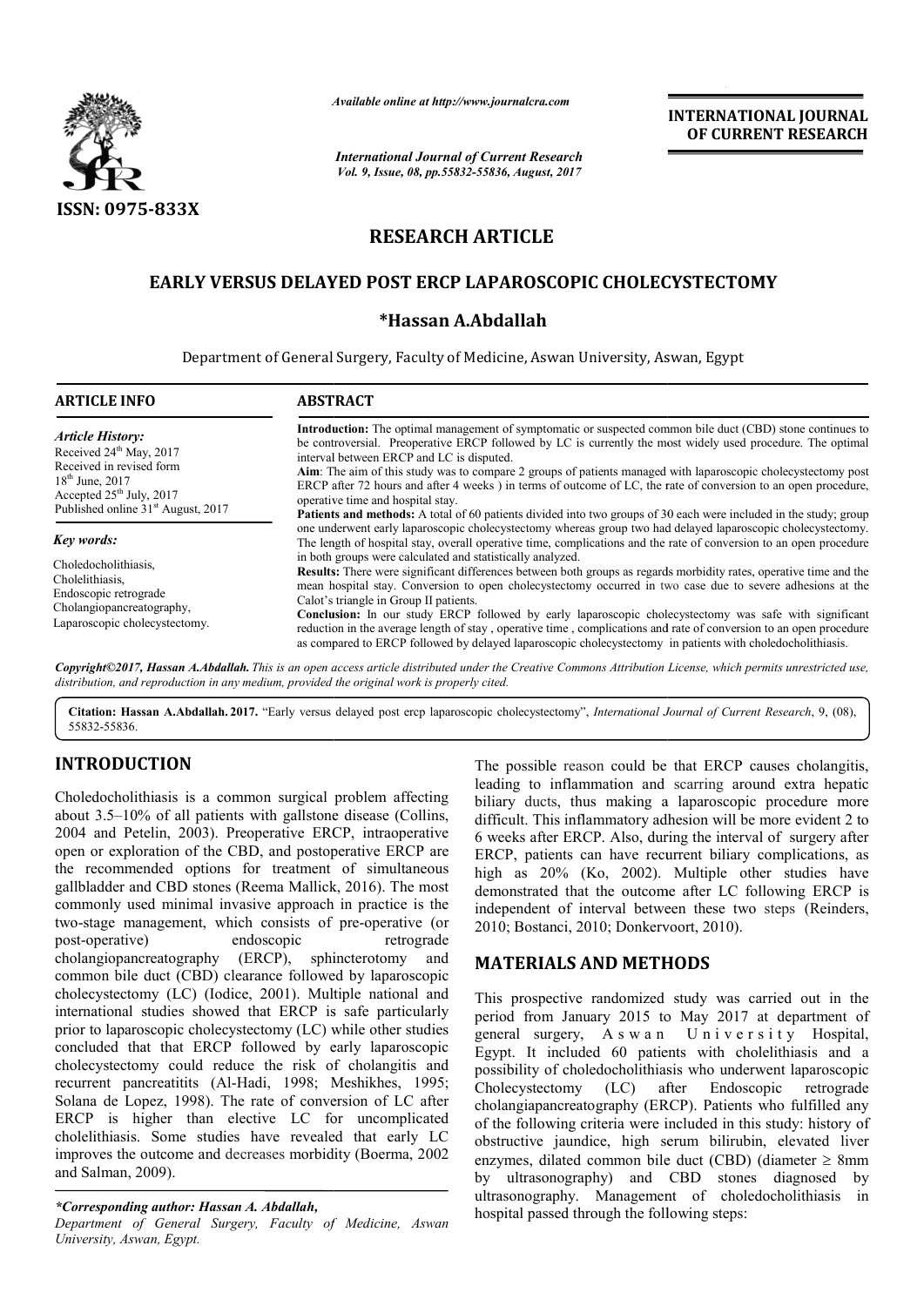*Available online at http://www.journalcra.com*

*International Journal of Current Research*

**ISSN: 0975-833X**

**INTERNATIONAL JOURNAL OF CURRENT RESEARCH**

# RESEARCH ARTICLE

## EARLY VERSUS DELAYED POST ERCP LAPAROSCOPIC CHOLECYSTECTOMY

### *Hassan A.Abdallah

Department of General Surgery, Faculty of Medicine, Aswan University, Aswan, Egypt

**ARTICLE INFO**

*Article History:*

Received 24[th] May, 2017
Received in revised form
18[th] June, 2017
Accepted 25[th] July, 2017
Published online 31[st] August, 2017

*Key words:*

Choledocholithiasis,
Cholelithiasis,
Endoscopic retrograde
Cholangiopancreatography,
Laparoscopic cholecystectomy.

**ABSTRACT**

**Introduction:** The optimal management of symptomatic or suspected common bile duct (CBD) stone continues to be controversial. Preoperative ERCP followed by LC is currently the most widely used procedure. The optimal interval between ERCP and LC is disputed.

**Aim**: The aim of this study was to compare 2 groups of patients managed with laparoscopic cholecystectomy post ERCP after 72 hours and after 4 weeks ) in terms of outcome of LC, the rate of conversion to an open procedure, operative time and hospital stay.

**Patients and methods:** A total of 60 patients divided into two groups of 30 each were included in the study; group one underwent early laparoscopic cholecystectomy whereas group two had delayed laparoscopic cholecystectomy. The length of hospital stay, overall operative time, complications and the rate of conversion to an open procedure in both groups were calculated and statistically analyzed.

**Results:** There were significant differences between both groups as regards morbidity rates, operative time and the mean hospital stay. Conversion to open cholecystectomy occurred in two case due to severe adhesions at the Calot's triangle in Group II patients.

**Conclusion:** In our study ERCP followed by early laparoscopic cholecystectomy was safe with significant reduction in the average length of stay , operative time , complications and rate of conversion to an open procedure as compared to ERCP followed by delayed laparoscopic cholecystectomy in patients with choledocholithiasis.

*Copyright©2017, Hassan A.Abdallah. This is an open access article distributed under the Creative Commons Attribution License, which permits unrestricted use, distribution, and reproduction in any medium, provided the original work is properly cited.*

**Citation: Hassan A.Abdallah. 2017.** "Early versus delayed post ercp laparoscopic cholecystectomy", *International Journal of Current Research*, 9, (08), 55832-55836.

## INTRODUCTION

Choledocholithiasis is a common surgical problem affecting about 3.5–10% of all patients with gallstone disease (Collins, 2004 and Petelin, 2003). Preoperative ERCP, intraoperative open or exploration of the CBD, and postoperative ERCP are the recommended options for treatment of simultaneous gallbladder and CBD stones (Reema Mallick, 2016). The most commonly used minimal invasive approach in practice is the two-stage management, which consists of pre-operative (or post-operative) endoscopic retrograde cholangiopancreatography (ERCP), sphincterotomy and common bile duct (CBD) clearance followed by laparoscopic cholecystectomy (LC) (Iodice, 2001). Multiple national and international studies showed that ERCP is safe particularly prior to laparoscopic cholecystectomy (LC) while other studies concluded that that ERCP followed by early laparoscopic cholecystectomy could reduce the risk of cholangitis and recurrent pancreatitits (Al-Hadi, 1998; Meshikhes, 1995; Solana de Lopez, 1998). The rate of conversion of LC after ERCP is higher than elective LC for uncomplicated cholelithiasis. Some studies have revealed that early LC improves the outcome and decreases morbidity (Boerma, 2002 and Salman, 2009).

The possible reason could be that ERCP causes cholangitis, leading to inflammation and scarring around extra hepatic biliary ducts, thus making a laparoscopic procedure more difficult. This inflammatory adhesion will be more evident 2 to 6 weeks after ERCP. Also, during the interval of surgery after ERCP, patients can have recurrent biliary complications, as high as 20% (Ko, 2002). Multiple other studies have demonstrated that the outcome after LC following ERCP is independent of interval between these two steps (Reinders, 2010; Bostanci, 2010; Donkervoort, 2010).

## MATERIALS AND METHODS

This prospective randomized study was carried out in the period from January 2015 to May 2017 at department of general surgery, Aswan University Hospital, Egypt. It included 60 patients with cholelithiasis and a possibility of choledocholithiasis who underwent laparoscopic Cholecystectomy (LC) after Endoscopic retrograde cholangiapancreatography (ERCP). Patients who fulfilled any of the following criteria were included in this study: history of obstructive jaundice, high serum bilirubin, elevated liver enzymes, dilated common bile duct (CBD) (diameter ≥ 8mm by ultrasonography) and CBD stones diagnosed by ultrasonography. Management of choledocholithiasis in hospital passed through the following steps:

*\*Corresponding author: Hassan A. Abdallah,*
*Department of General Surgery, Faculty of Medicine, Aswan University, Aswan, Egypt.*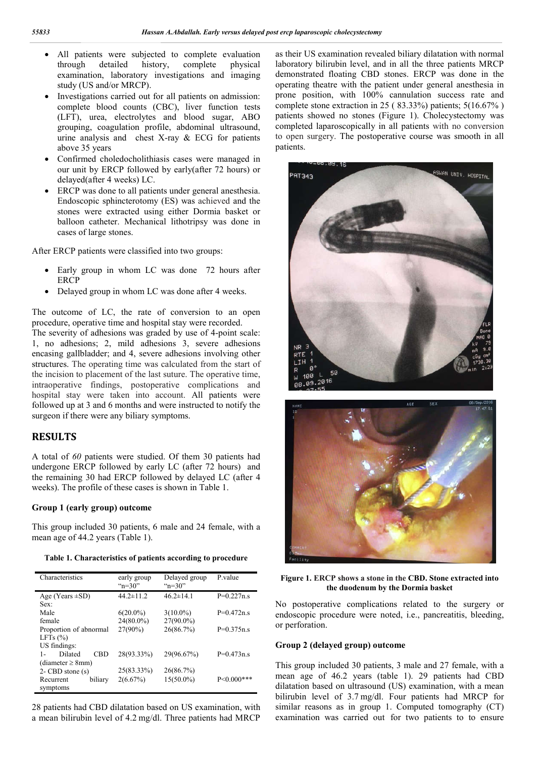- All patients were subjected to complete evaluation through detailed history, complete physical examination, laboratory investigations and imaging study (US and/or MRCP).
- Investigations carried out for all patients on admission: complete blood counts (CBC), liver function tests (LFT), urea, electrolytes and blood sugar, ABO grouping, coagulation profile, abdominal ultrasound, urine analysis and chest X-ray & ECG for patients above 35 years
- Confirmed choledocholithiasis cases were managed in our unit by ERCP followed by early(after 72 hours) or delayed(after 4 weeks) LC.
- ERCP was done to all patients under general anesthesia. Endoscopic sphincterotomy (ES) was achieved and the stones were extracted using either Dormia basket or balloon catheter. Mechanical lithotripsy was done in cases of large stones.

After ERCP patients were classified into two groups:

- Early group in whom LC was done 72 hours after ERCP
- Delayed group in whom LC was done after 4 weeks.

The outcome of LC, the rate of conversion to an open procedure, operative time and hospital stay were recorded.
The severity of adhesions was graded by use of 4-point scale: 1, no adhesions; 2, mild adhesions 3, severe adhesions encasing gallbladder; and 4, severe adhesions involving other structures. The operating time was calculated from the start of the incision to placement of the last suture. The operative time, intraoperative findings, postoperative complications and hospital stay were taken into account. All patients were followed up at 3 and 6 months and were instructed to notify the surgeon if there were any biliary symptoms.

## RESULTS

A total of *60* patients were studied. Of them 30 patients had undergone ERCP followed by early LC (after 72 hours) and the remaining 30 had ERCP followed by delayed LC (after 4 weeks). The profile of these cases is shown in Table 1.

### Group 1 (early group) outcome

This group included 30 patients, 6 male and 24 female, with a mean age of 44.2 years (Table 1).

**Table 1. Characteristics of patients according to procedure**

| Characteristics | early group "n=30" | Delayed group "n=30" | P.value |
|---|---|---|---|
| Age (Years ±SD) | 44.2±11.2 | 46.2±14.1 | P=0.227n.s |
| Sex: | | | |
| Male | 6(20.0%) | 3(10.0%) | P=0.472n.s |
| female | 24(80.0%) | 27(90.0%) | |
| Proportion of abnormal LFTs (%) | 27(90%) | 26(86.7%) | P=0.375n.s |
| US findings: | | | |
| 1- Dilated CBD (diameter ≥ 8mm) | 28(93.33%) | 29(96.67%) | P=0.473n.s |
| 2- CBD stone (s) | 25(83.33%) | 26(86.7%) | |
| Recurrent biliary symptoms | 2(6.67%) | 15(50.0%) | P<0.000*** |

28 patients had CBD dilatation based on US examination, with a mean bilirubin level of 4.2 mg/dl. Three patients had MRCP as their US examination revealed biliary dilatation with normal laboratory bilirubin level, and in all the three patients MRCP demonstrated floating CBD stones. ERCP was done in the operating theatre with the patient under general anesthesia in prone position, with 100% cannulation success rate and complete stone extraction in 25 ( 83.33%) patients; 5(16.67% ) patients showed no stones (Figure 1). Cholecystectomy was completed laparoscopically in all patients with no conversion to open surgery. The postoperative course was smooth in all patients.

**Figure 1. ERCP shows a stone in the CBD. Stone extracted into the duodenum by the Dormia basket**

No postoperative complications related to the surgery or endoscopic procedure were noted, i.e., pancreatitis, bleeding, or perforation.

### Group 2 (delayed group) outcome

This group included 30 patients, 3 male and 27 female, with a mean age of 46.2 years (table 1). 29 patients had CBD dilatation based on ultrasound (US) examination, with a mean bilirubin level of 3.7 mg/dl. Four patients had MRCP for similar reasons as in group 1. Computed tomography (CT) examination was carried out for two patients to to ensure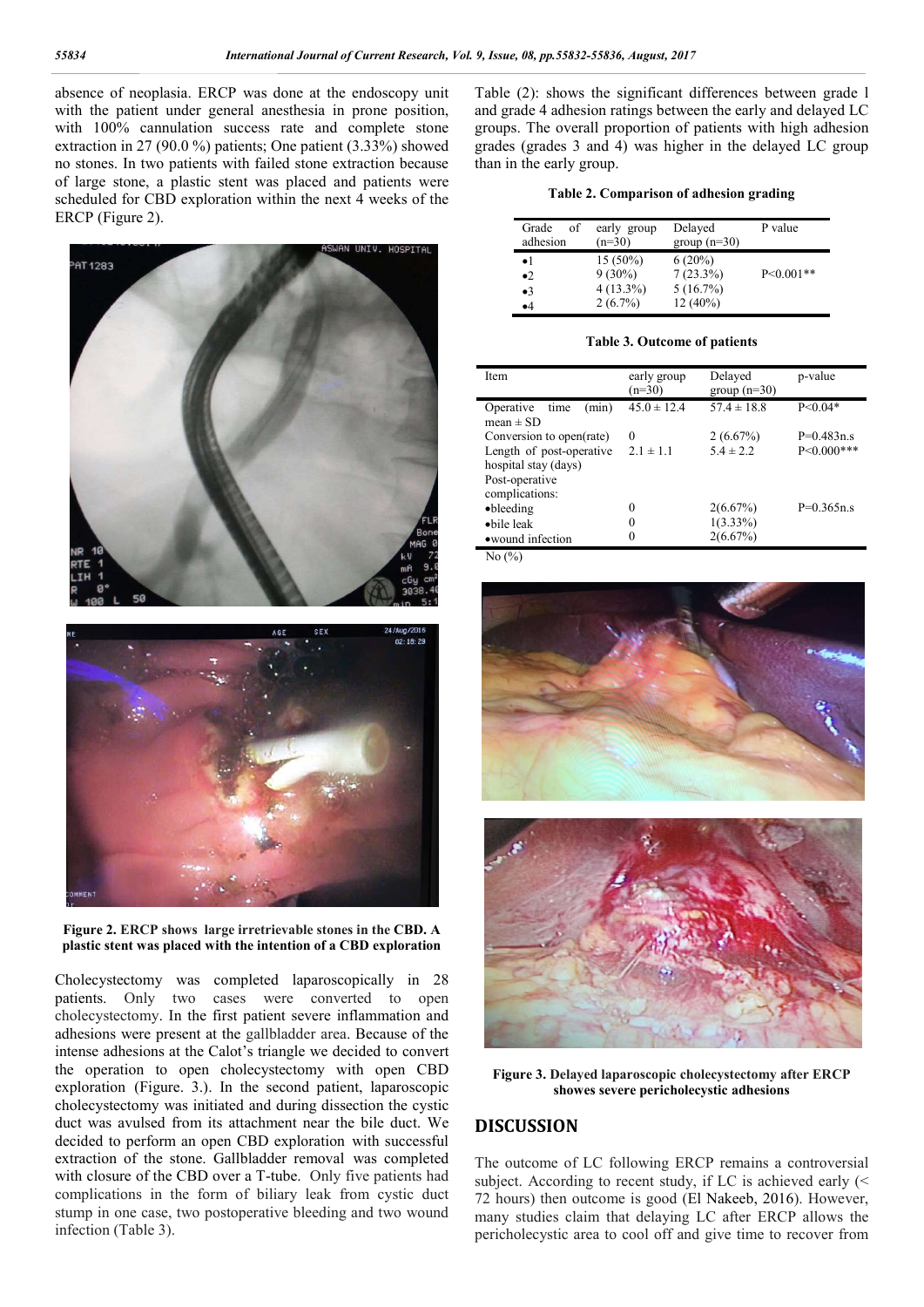absence of neoplasia. ERCP was done at the endoscopy unit with the patient under general anesthesia in prone position, with 100% cannulation success rate and complete stone extraction in 27 (90.0 %) patients; One patient (3.33%) showed no stones. In two patients with failed stone extraction because of large stone, a plastic stent was placed and patients were scheduled for CBD exploration within the next 4 weeks of the ERCP (Figure 2).

**Figure 2. ERCP shows large irretrievable stones in the CBD. A plastic stent was placed with the intention of a CBD exploration**

Cholecystectomy was completed laparoscopically in 28 patients. Only two cases were converted to open cholecystectomy. In the first patient severe inflammation and adhesions were present at the gallbladder area. Because of the intense adhesions at the Calot's triangle we decided to convert the operation to open cholecystectomy with open CBD exploration (Figure. 3.). In the second patient, laparoscopic cholecystectomy was initiated and during dissection the cystic duct was avulsed from its attachment near the bile duct. We decided to perform an open CBD exploration with successful extraction of the stone. Gallbladder removal was completed with closure of the CBD over a T-tube. Only five patients had complications in the form of biliary leak from cystic duct stump in one case, two postoperative bleeding and two wound infection (Table 3).

Table (2): shows the significant differences between grade l and grade 4 adhesion ratings between the early and delayed LC groups. The overall proportion of patients with high adhesion grades (grades 3 and 4) was higher in the delayed LC group than in the early group.

**Table 2. Comparison of adhesion grading**

| Grade of adhesion | early group (n=30) | Delayed group (n=30) | P value |
|---|---|---|---|
| •1 | 15 (50%) | 6 (20%) | P<0.001** |
| •2 | 9 (30%) | 7 (23.3%) | |
| •3 | 4 (13.3%) | 5 (16.7%) | |
| •4 | 2 (6.7%) | 12 (40%) | |

**Table 3. Outcome of patients**

| Item | early group (n=30) | Delayed group (n=30) | p-value |
|---|---|---|---|
| Operative time (min) mean ± SD | 45.0 ± 12.4 | 57.4 ± 18.8 | P<0.04* |
| Conversion to open(rate) | 0 | 2 (6.67%) | P=0.483n.s |
| Length of post-operative hospital stay (days) | 2.1 ± 1.1 | 5.4 ± 2.2 | P<0.000*** |
| Post-operative complications: | | | |
| •bleeding | 0 | 2(6.67%) | P=0.365n.s |
| •bile leak | 0 | 1(3.33%) | |
| •wound infection | 0 | 2(6.67%) | |

No (%)

**Figure 3. Delayed laparoscopic cholecystectomy after ERCP showes severe pericholecystic adhesions**

## DISCUSSION

The outcome of LC following ERCP remains a controversial subject. According to recent study, if LC is achieved early (< 72 hours) then outcome is good (El Nakeeb, 2016). However, many studies claim that delaying LC after ERCP allows the pericholecystic area to cool off and give time to recover from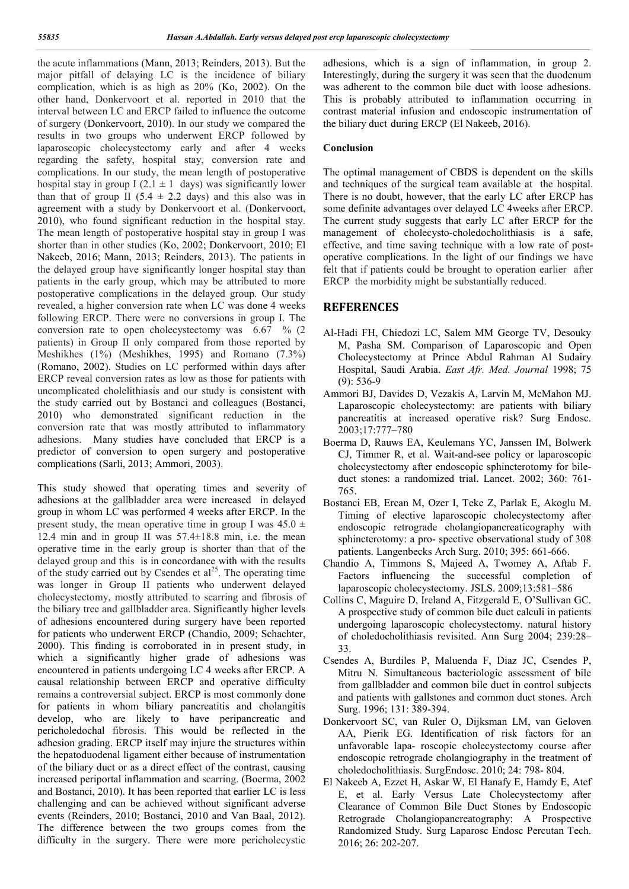the acute inflammations (Mann, 2013; Reinders, 2013). But the major pitfall of delaying LC is the incidence of biliary complication, which is as high as 20% (Ko, 2002). On the other hand, Donkervoort et al. reported in 2010 that the interval between LC and ERCP failed to influence the outcome of surgery (Donkervoort, 2010). In our study we compared the results in two groups who underwent ERCP followed by laparoscopic cholecystectomy early and after 4 weeks regarding the safety, hospital stay, conversion rate and complications. In our study, the mean length of postoperative hospital stay in group I ($2.1 \pm 1$ days) was significantly lower than that of group II ($5.4 \pm 2.2$ days) and this also was in agreement with a study by Donkervoort et al. (Donkervoort, 2010), who found significant reduction in the hospital stay. The mean length of postoperative hospital stay in group I was shorter than in other studies (Ko, 2002; Donkervoort, 2010; El Nakeeb, 2016; Mann, 2013; Reinders, 2013). The patients in the delayed group have significantly longer hospital stay than patients in the early group, which may be attributed to more postoperative complications in the delayed group. Our study revealed, a higher conversion rate when LC was done 4 weeks following ERCP. There were no conversions in group I. The conversion rate to open cholecystectomy was 6.67 % (2 patients) in Group II only compared from those reported by Meshikhes (1%) (Meshikhes, 1995) and Romano (7.3%) (Romano, 2002). Studies on LC performed within days after ERCP reveal conversion rates as low as those for patients with uncomplicated cholelithiasis and our study is consistent with the study carried out by Bostanci and colleagues (Bostanci, 2010) who demonstrated significant reduction in the conversion rate that was mostly attributed to inflammatory adhesions. Many studies have concluded that ERCP is a predictor of conversion to open surgery and postoperative complications (Sarli, 2013; Ammori, 2003).

This study showed that operating times and severity of adhesions at the gallbladder area were increased in delayed group in whom LC was performed 4 weeks after ERCP. In the present study, the mean operative time in group I was $45.0 \pm 12.4$ min and in group II was $57.4 \pm 18.8$ min, i.e. the mean operative time in the early group is shorter than that of the delayed group and this is in concordance with with the results of the study carried out by Csendes et al[25]. The operating time was longer in Group II patients who underwent delayed cholecystectomy, mostly attributed to scarring and fibrosis of the biliary tree and gallbladder area. Significantly higher levels of adhesions encountered during surgery have been reported for patients who underwent ERCP (Chandio, 2009; Schachter, 2000). This finding is corroborated in in present study, in which a significantly higher grade of adhesions was encountered in patients undergoing LC 4 weeks after ERCP. A causal relationship between ERCP and operative difficulty remains a controversial subject. ERCP is most commonly done for patients in whom biliary pancreatitis and cholangitis develop, who are likely to have peripancreatic and pericholedochal fibrosis. This would be reflected in the adhesion grading. ERCP itself may injure the structures within the hepatoduodenal ligament either because of instrumentation of the biliary duct or as a direct effect of the contrast, causing increased periportal inflammation and scarring. (Boerma, 2002 and Bostanci, 2010). It has been reported that earlier LC is less challenging and can be achieved without significant adverse events (Reinders, 2010; Bostanci, 2010 and Van Baal, 2012). The difference between the two groups comes from the difficulty in the surgery. There were more pericholecystic adhesions, which is a sign of inflammation, in group 2. Interestingly, during the surgery it was seen that the duodenum was adherent to the common bile duct with loose adhesions. This is probably attributed to inflammation occurring in contrast material infusion and endoscopic instrumentation of the biliary duct during ERCP (El Nakeeb, 2016).

## Conclusion

The optimal management of CBDS is dependent on the skills and techniques of the surgical team available at the hospital. There is no doubt, however, that the early LC after ERCP has some definite advantages over delayed LC 4weeks after ERCP. The current study suggests that early LC after ERCP for the management of cholecysto-choledocholithiasis is a safe, effective, and time saving technique with a low rate of post-operative complications. In the light of our findings we have felt that if patients could be brought to operation earlier after ERCP the morbidity might be substantially reduced.

# REFERENCES

Al-Hadi FH, Chiedozi LC, Salem MM George TV, Desouky M, Pasha SM. Comparison of Laparoscopic and Open Cholecystectomy at Prince Abdul Rahman Al Sudairy Hospital, Saudi Arabia. *East Afr. Med. Journal* 1998; 75 (9): 536-9

Ammori BJ, Davides D, Vezakis A, Larvin M, McMahon MJ. Laparoscopic cholecystectomy: are patients with biliary pancreatitis at increased operative risk? Surg Endosc. 2003;17:777–780

Boerma D, Rauws EA, Keulemans YC, Janssen IM, Bolwerk CJ, Timmer R, et al. Wait-and-see policy or laparoscopic cholecystectomy after endoscopic sphincterotomy for bile-duct stones: a randomized trial. Lancet. 2002; 360: 761-765.

Bostanci EB, Ercan M, Ozer I, Teke Z, Parlak E, Akoglu M. Timing of elective laparoscopic cholecystectomy after endoscopic retrograde cholangiopancreaticography with sphincterotomy: a pro- spective observational study of 308 patients. Langenbecks Arch Surg. 2010; 395: 661-666.

Chandio A, Timmons S, Majeed A, Twomey A, Aftab F. Factors influencing the successful completion of laparoscopic cholecystectomy. JSLS. 2009;13:581–586

Collins C, Maguire D, Ireland A, Fitzgerald E, O'Sullivan GC. A prospective study of common bile duct calculi in patients undergoing laparoscopic cholecystectomy. natural history of choledocholithiasis revisited. Ann Surg 2004; 239:28–33.

Csendes A, Burdiles P, Maluenda F, Diaz JC, Csendes P, Mitru N. Simultaneous bacteriologic assessment of bile from gallbladder and common bile duct in control subjects and patients with gallstones and common duct stones. Arch Surg. 1996; 131: 389-394.

Donkervoort SC, van Ruler O, Dijksman LM, van Geloven AA, Pierik EG. Identification of risk factors for an unfavorable lapa- roscopic cholecystectomy course after endoscopic retrograde cholangiography in the treatment of choledocholithiasis. SurgEndosc. 2010; 24: 798- 804.

El Nakeeb A, Ezzet H, Askar W, El Hanafy E, Hamdy E, Atef E, et al. Early Versus Late Cholecystectomy after Clearance of Common Bile Duct Stones by Endoscopic Retrograde Cholangiopancreatography: A Prospective Randomized Study. Surg Laparosc Endosc Percutan Tech. 2016; 26: 202-207.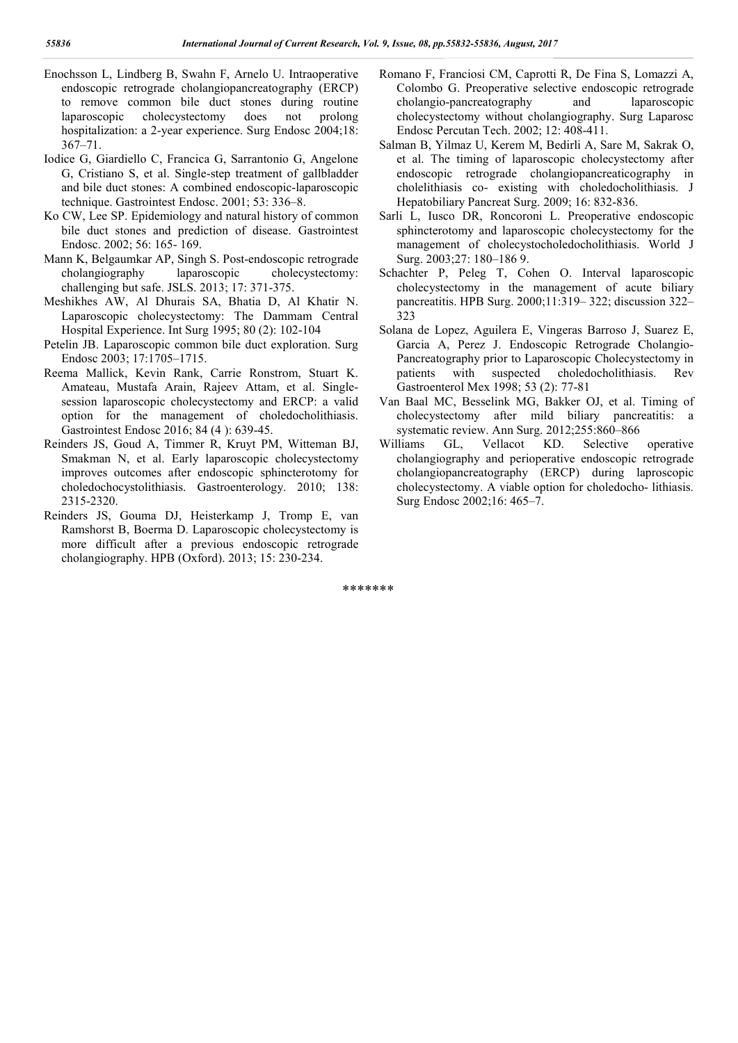Enochsson L, Lindberg B, Swahn F, Arnelo U. Intraoperative endoscopic retrograde cholangiopancreatography (ERCP) to remove common bile duct stones during routine laparoscopic cholecystectomy does not prolong hospitalization: a 2-year experience. Surg Endosc 2004;18: 367–71.

Iodice G, Giardiello C, Francica G, Sarrantonio G, Angelone G, Cristiano S, et al. Single-step treatment of gallbladder and bile duct stones: A combined endoscopic-laparoscopic technique. Gastrointest Endosc. 2001; 53: 336–8.

Ko CW, Lee SP. Epidemiology and natural history of common bile duct stones and prediction of disease. Gastrointest Endosc. 2002; 56: 165- 169.

Mann K, Belgaumkar AP, Singh S. Post-endoscopic retrograde cholangiography laparoscopic cholecystectomy: challenging but safe. JSLS. 2013; 17: 371-375.

Meshikhes AW, Al Dhurais SA, Bhatia D, Al Khatir N. Laparoscopic cholecystectomy: The Dammam Central Hospital Experience. Int Surg 1995; 80 (2): 102-104

Petelin JB. Laparoscopic common bile duct exploration. Surg Endosc 2003; 17:1705–1715.

Reema Mallick, Kevin Rank, Carrie Ronstrom, Stuart K. Amateau, Mustafa Arain, Rajeev Attam, et al. Single-session laparoscopic cholecystectomy and ERCP: a valid option for the management of choledocholithiasis. Gastrointest Endosc 2016; 84 (4 ): 639-45.

Reinders JS, Goud A, Timmer R, Kruyt PM, Witteman BJ, Smakman N, et al. Early laparoscopic cholecystectomy improves outcomes after endoscopic sphincterotomy for choledochocystolithiasis. Gastroenterology. 2010; 138: 2315-2320.

Reinders JS, Gouma DJ, Heisterkamp J, Tromp E, van Ramshorst B, Boerma D. Laparoscopic cholecystectomy is more difficult after a previous endoscopic retrograde cholangiography. HPB (Oxford). 2013; 15: 230-234.

Romano F, Franciosi CM, Caprotti R, De Fina S, Lomazzi A, Colombo G. Preoperative selective endoscopic retrograde cholangio-pancreatography and laparoscopic cholecystectomy without cholangiography. Surg Laparosc Endosc Percutan Tech. 2002; 12: 408-411.

Salman B, Yilmaz U, Kerem M, Bedirli A, Sare M, Sakrak O, et al. The timing of laparoscopic cholecystectomy after endoscopic retrograde cholangiopancreaticography in cholelithiasis co- existing with choledocholithiasis. J Hepatobiliary Pancreat Surg. 2009; 16: 832-836.

Sarli L, Iusco DR, Roncoroni L. Preoperative endoscopic sphincterotomy and laparoscopic cholecystectomy for the management of cholecystocholedocholithiasis. World J Surg. 2003;27: 180–186 9.

Schachter P, Peleg T, Cohen O. Interval laparoscopic cholecystectomy in the management of acute biliary pancreatitis. HPB Surg. 2000;11:319– 322; discussion 322–323

Solana de Lopez, Aguilera E, Vingeras Barroso J, Suarez E, Garcia A, Perez J. Endoscopic Retrograde Cholangio-Pancreatography prior to Laparoscopic Cholecystectomy in patients with suspected choledocholithiasis. Rev Gastroenterol Mex 1998; 53 (2): 77-81

Van Baal MC, Besselink MG, Bakker OJ, et al. Timing of cholecystectomy after mild biliary pancreatitis: a systematic review. Ann Surg. 2012;255:860–866

Williams GL, Vellacot KD. Selective operative cholangiography and perioperative endoscopic retrograde cholangiopancreatography (ERCP) during laproscopic cholecystectomy. A viable option for choledocho- lithiasis. Surg Endosc 2002;16: 465–7.

*******